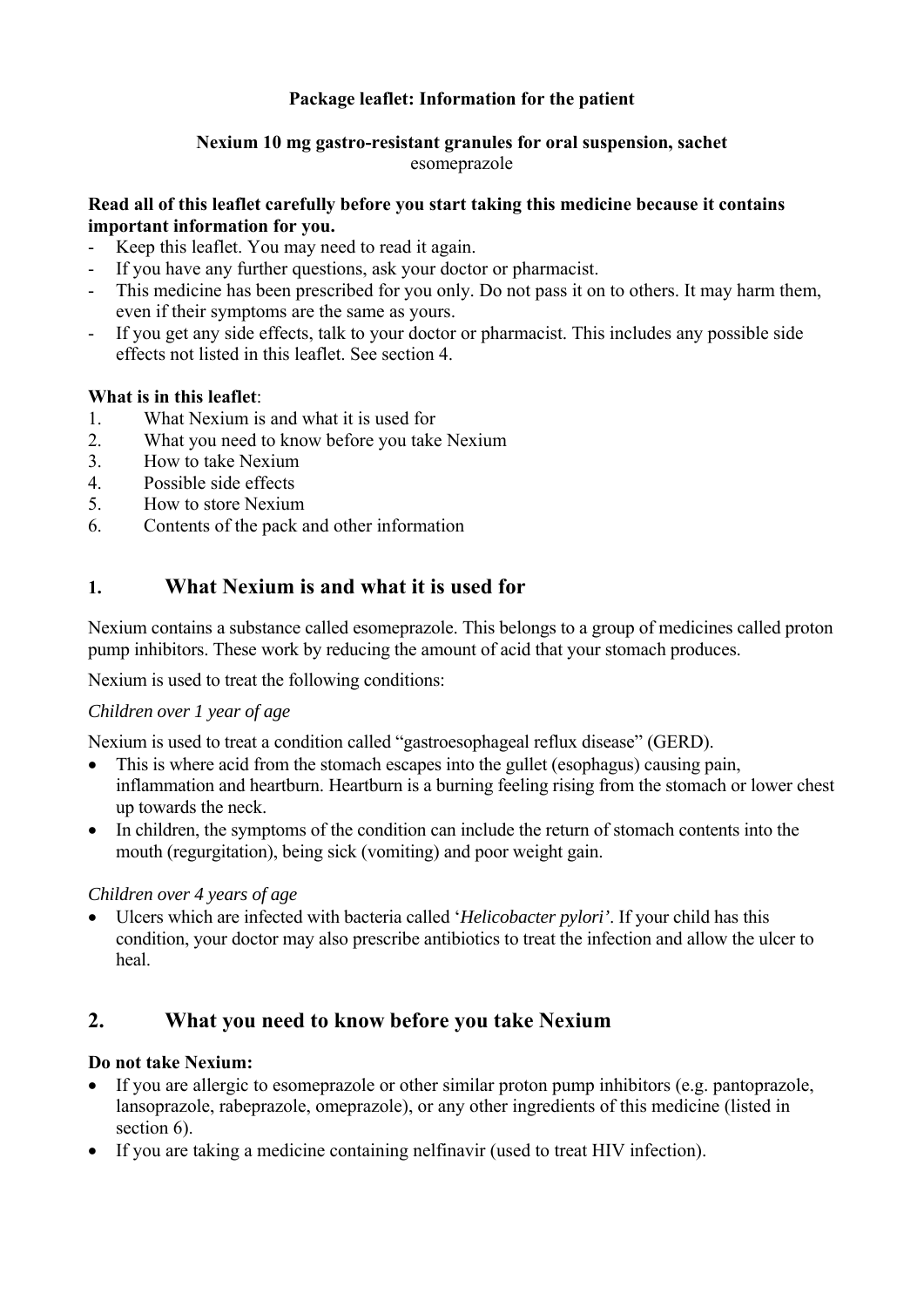**Package leaflet: Information for the patient**

**Nexium 10 mg gastro-resistant granules for oral suspension, sachet**
esomeprazole

**Read all of this leaflet carefully before you start taking this medicine because it contains important information for you.**

- Keep this leaflet. You may need to read it again.
- If you have any further questions, ask your doctor or pharmacist.
- This medicine has been prescribed for you only. Do not pass it on to others. It may harm them, even if their symptoms are the same as yours.
- If you get any side effects, talk to your doctor or pharmacist. This includes any possible side effects not listed in this leaflet. See section 4.

**What is in this leaflet**:

1. What Nexium is and what it is used for
2. What you need to know before you take Nexium
3. How to take Nexium
4. Possible side effects
5. How to store Nexium
6. Contents of the pack and other information

## 1. What Nexium is and what it is used for

Nexium contains a substance called esomeprazole. This belongs to a group of medicines called proton pump inhibitors. These work by reducing the amount of acid that your stomach produces.

Nexium is used to treat the following conditions:

*Children over 1 year of age*

Nexium is used to treat a condition called "gastroesophageal reflux disease" (GERD).

- This is where acid from the stomach escapes into the gullet (esophagus) causing pain, inflammation and heartburn. Heartburn is a burning feeling rising from the stomach or lower chest up towards the neck.
- In children, the symptoms of the condition can include the return of stomach contents into the mouth (regurgitation), being sick (vomiting) and poor weight gain.

*Children over 4 years of age*

- Ulcers which are infected with bacteria called '*Helicobacter pylori'*. If your child has this condition, your doctor may also prescribe antibiotics to treat the infection and allow the ulcer to heal.

## 2. What you need to know before you take Nexium

**Do not take Nexium:**

- If you are allergic to esomeprazole or other similar proton pump inhibitors (e.g. pantoprazole, lansoprazole, rabeprazole, omeprazole), or any other ingredients of this medicine (listed in section 6).
- If you are taking a medicine containing nelfinavir (used to treat HIV infection).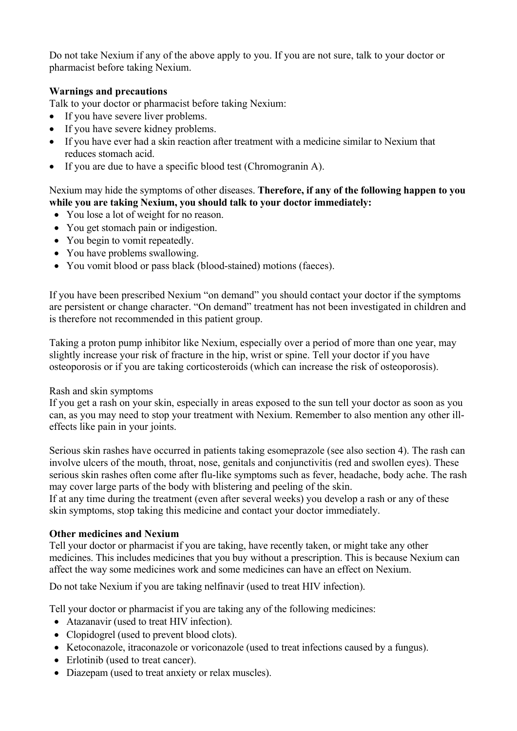Do not take Nexium if any of the above apply to you. If you are not sure, talk to your doctor or pharmacist before taking Nexium.

**Warnings and precautions**

Talk to your doctor or pharmacist before taking Nexium:

- If you have severe liver problems.
- If you have severe kidney problems.
- If you have ever had a skin reaction after treatment with a medicine similar to Nexium that reduces stomach acid.
- If you are due to have a specific blood test (Chromogranin A).

Nexium may hide the symptoms of other diseases. **Therefore, if any of the following happen to you while you are taking Nexium, you should talk to your doctor immediately:**

- You lose a lot of weight for no reason.
- You get stomach pain or indigestion.
- You begin to vomit repeatedly.
- You have problems swallowing.
- You vomit blood or pass black (blood-stained) motions (faeces).

If you have been prescribed Nexium "on demand" you should contact your doctor if the symptoms are persistent or change character. "On demand" treatment has not been investigated in children and is therefore not recommended in this patient group.

Taking a proton pump inhibitor like Nexium, especially over a period of more than one year, may slightly increase your risk of fracture in the hip, wrist or spine. Tell your doctor if you have osteoporosis or if you are taking corticosteroids (which can increase the risk of osteoporosis).

Rash and skin symptoms

If you get a rash on your skin, especially in areas exposed to the sun tell your doctor as soon as you can, as you may need to stop your treatment with Nexium. Remember to also mention any other ill-effects like pain in your joints.

Serious skin rashes have occurred in patients taking esomeprazole (see also section 4). The rash can involve ulcers of the mouth, throat, nose, genitals and conjunctivitis (red and swollen eyes). These serious skin rashes often come after flu-like symptoms such as fever, headache, body ache. The rash may cover large parts of the body with blistering and peeling of the skin.

If at any time during the treatment (even after several weeks) you develop a rash or any of these skin symptoms, stop taking this medicine and contact your doctor immediately.

**Other medicines and Nexium**

Tell your doctor or pharmacist if you are taking, have recently taken, or might take any other medicines. This includes medicines that you buy without a prescription. This is because Nexium can affect the way some medicines work and some medicines can have an effect on Nexium.

Do not take Nexium if you are taking nelfinavir (used to treat HIV infection).

Tell your doctor or pharmacist if you are taking any of the following medicines:

- Atazanavir (used to treat HIV infection).
- Clopidogrel (used to prevent blood clots).
- Ketoconazole, itraconazole or voriconazole (used to treat infections caused by a fungus).
- Erlotinib (used to treat cancer).
- Diazepam (used to treat anxiety or relax muscles).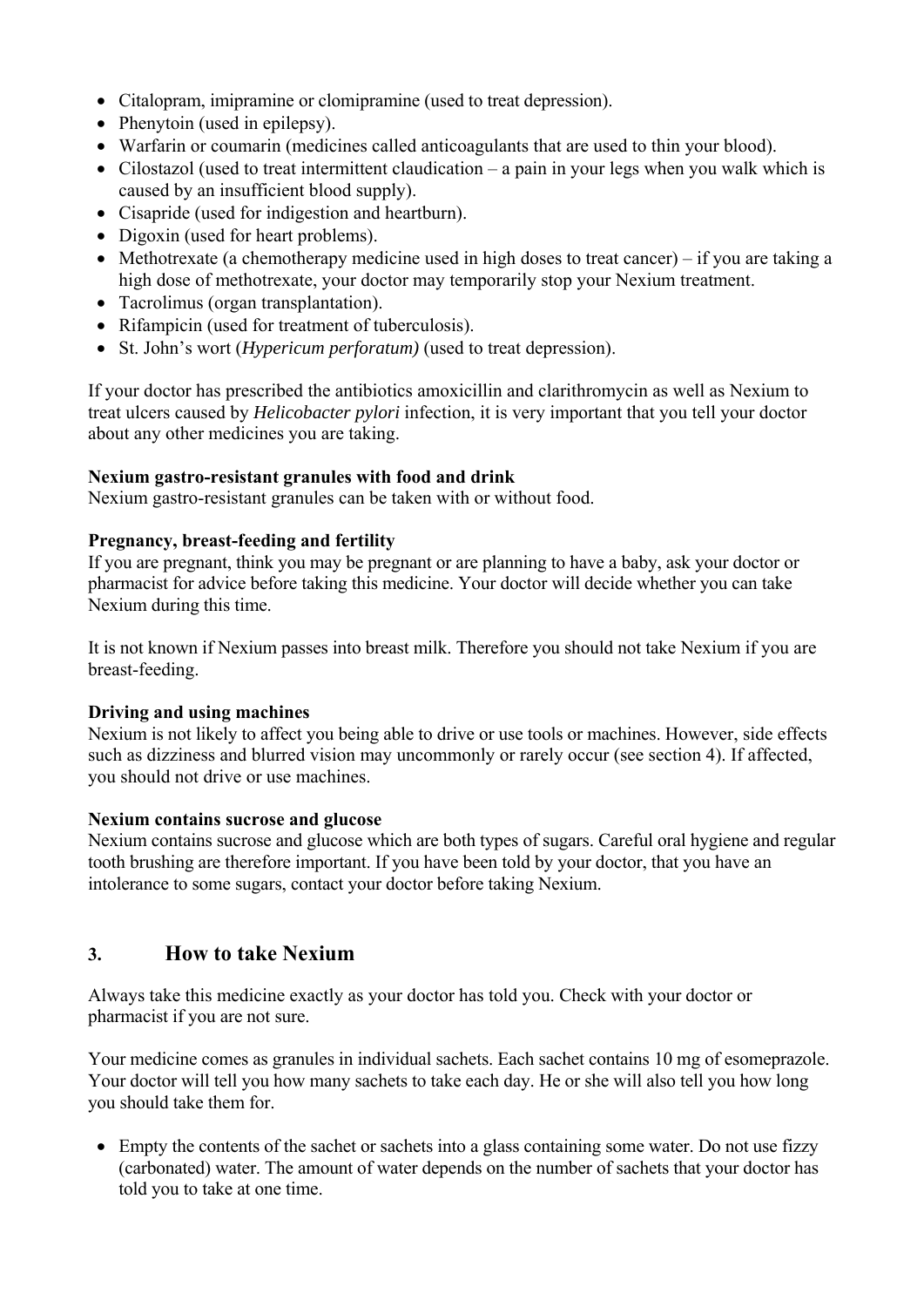- Citalopram, imipramine or clomipramine (used to treat depression).
- Phenytoin (used in epilepsy).
- Warfarin or coumarin (medicines called anticoagulants that are used to thin your blood).
- Cilostazol (used to treat intermittent claudication – a pain in your legs when you walk which is caused by an insufficient blood supply).
- Cisapride (used for indigestion and heartburn).
- Digoxin (used for heart problems).
- Methotrexate (a chemotherapy medicine used in high doses to treat cancer) – if you are taking a high dose of methotrexate, your doctor may temporarily stop your Nexium treatment.
- Tacrolimus (organ transplantation).
- Rifampicin (used for treatment of tuberculosis).
- St. John's wort (*Hypericum perforatum)* (used to treat depression).

If your doctor has prescribed the antibiotics amoxicillin and clarithromycin as well as Nexium to treat ulcers caused by *Helicobacter pylori* infection, it is very important that you tell your doctor about any other medicines you are taking.

**Nexium gastro-resistant granules with food and drink**
Nexium gastro-resistant granules can be taken with or without food.

**Pregnancy, breast-feeding and fertility**
If you are pregnant, think you may be pregnant or are planning to have a baby, ask your doctor or pharmacist for advice before taking this medicine. Your doctor will decide whether you can take Nexium during this time.

It is not known if Nexium passes into breast milk. Therefore you should not take Nexium if you are breast-feeding.

**Driving and using machines**
Nexium is not likely to affect you being able to drive or use tools or machines. However, side effects such as dizziness and blurred vision may uncommonly or rarely occur (see section 4). If affected, you should not drive or use machines.

**Nexium contains sucrose and glucose**
Nexium contains sucrose and glucose which are both types of sugars. Careful oral hygiene and regular tooth brushing are therefore important. If you have been told by your doctor, that you have an intolerance to some sugars, contact your doctor before taking Nexium.

## 3. How to take Nexium

Always take this medicine exactly as your doctor has told you. Check with your doctor or pharmacist if you are not sure.

Your medicine comes as granules in individual sachets. Each sachet contains 10 mg of esomeprazole. Your doctor will tell you how many sachets to take each day. He or she will also tell you how long you should take them for.

- Empty the contents of the sachet or sachets into a glass containing some water. Do not use fizzy (carbonated) water. The amount of water depends on the number of sachets that your doctor has told you to take at one time.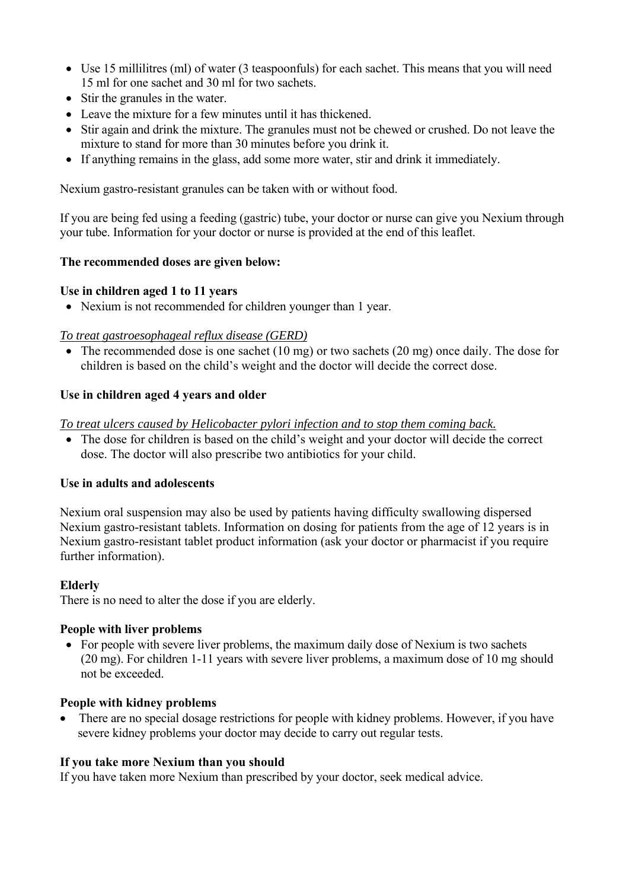- Use 15 millilitres (ml) of water (3 teaspoonfuls) for each sachet. This means that you will need 15 ml for one sachet and 30 ml for two sachets.
- Stir the granules in the water.
- Leave the mixture for a few minutes until it has thickened.
- Stir again and drink the mixture. The granules must not be chewed or crushed. Do not leave the mixture to stand for more than 30 minutes before you drink it.
- If anything remains in the glass, add some more water, stir and drink it immediately.

Nexium gastro-resistant granules can be taken with or without food.

If you are being fed using a feeding (gastric) tube, your doctor or nurse can give you Nexium through your tube. Information for your doctor or nurse is provided at the end of this leaflet.

**The recommended doses are given below:**

**Use in children aged 1 to 11 years**

- Nexium is not recommended for children younger than 1 year.

*To treat gastroesophageal reflux disease (GERD)*

- The recommended dose is one sachet (10 mg) or two sachets (20 mg) once daily. The dose for children is based on the child's weight and the doctor will decide the correct dose.

**Use in children aged 4 years and older**

*To treat ulcers caused by Helicobacter pylori infection and to stop them coming back.*

- The dose for children is based on the child's weight and your doctor will decide the correct dose. The doctor will also prescribe two antibiotics for your child.

**Use in adults and adolescents**

Nexium oral suspension may also be used by patients having difficulty swallowing dispersed Nexium gastro-resistant tablets. Information on dosing for patients from the age of 12 years is in Nexium gastro-resistant tablet product information (ask your doctor or pharmacist if you require further information).

**Elderly**

There is no need to alter the dose if you are elderly.

**People with liver problems**

- For people with severe liver problems, the maximum daily dose of Nexium is two sachets (20 mg). For children 1-11 years with severe liver problems, a maximum dose of 10 mg should not be exceeded.

**People with kidney problems**

- There are no special dosage restrictions for people with kidney problems. However, if you have severe kidney problems your doctor may decide to carry out regular tests.

**If you take more Nexium than you should**

If you have taken more Nexium than prescribed by your doctor, seek medical advice.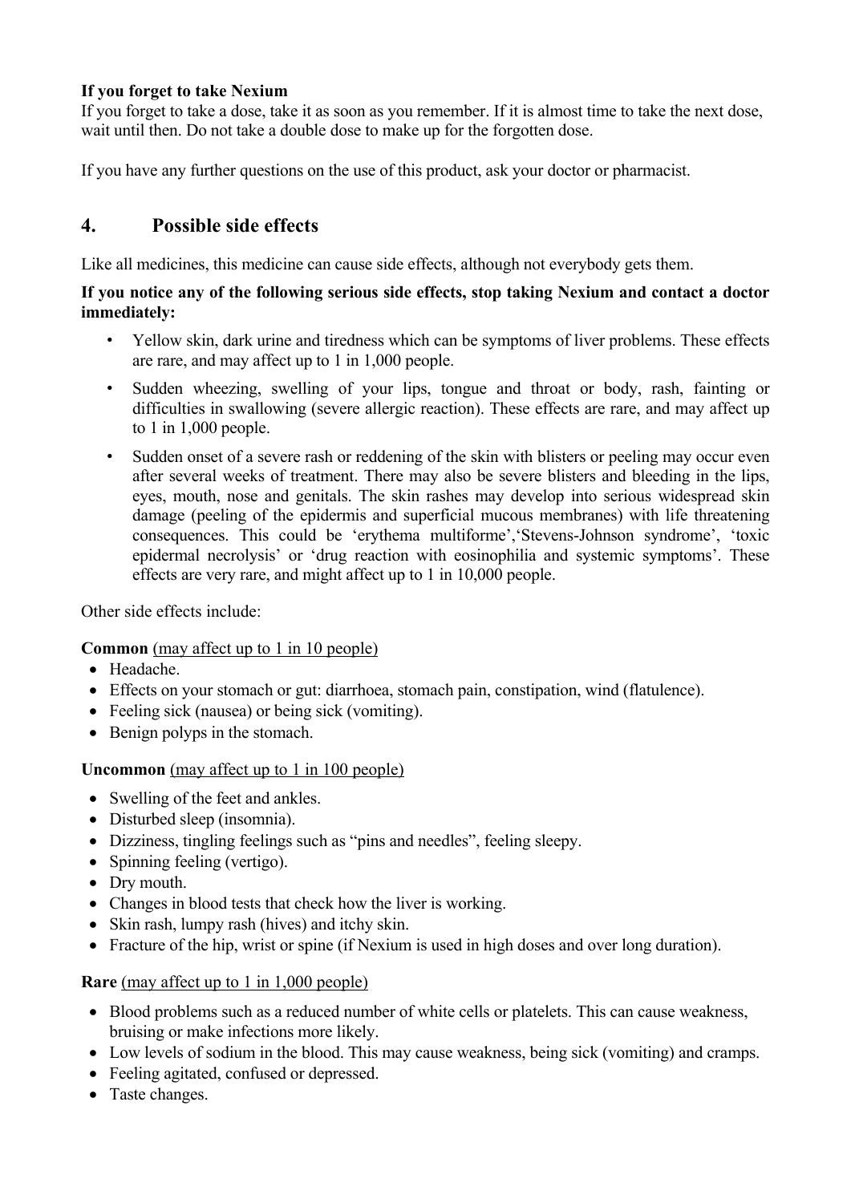**If you forget to take Nexium**

If you forget to take a dose, take it as soon as you remember. If it is almost time to take the next dose, wait until then. Do not take a double dose to make up for the forgotten dose.

If you have any further questions on the use of this product, ask your doctor or pharmacist.

## 4. Possible side effects

Like all medicines, this medicine can cause side effects, although not everybody gets them.

**If you notice any of the following serious side effects, stop taking Nexium and contact a doctor immediately:**

- Yellow skin, dark urine and tiredness which can be symptoms of liver problems. These effects are rare, and may affect up to 1 in 1,000 people.
- Sudden wheezing, swelling of your lips, tongue and throat or body, rash, fainting or difficulties in swallowing (severe allergic reaction). These effects are rare, and may affect up to 1 in 1,000 people.
- Sudden onset of a severe rash or reddening of the skin with blisters or peeling may occur even after several weeks of treatment. There may also be severe blisters and bleeding in the lips, eyes, mouth, nose and genitals. The skin rashes may develop into serious widespread skin damage (peeling of the epidermis and superficial mucous membranes) with life threatening consequences. This could be 'erythema multiforme','Stevens-Johnson syndrome', 'toxic epidermal necrolysis' or 'drug reaction with eosinophilia and systemic symptoms'. These effects are very rare, and might affect up to 1 in 10,000 people.

Other side effects include:

**Common** (may affect up to 1 in 10 people)

- Headache.
- Effects on your stomach or gut: diarrhoea, stomach pain, constipation, wind (flatulence).
- Feeling sick (nausea) or being sick (vomiting).
- Benign polyps in the stomach.

**Uncommon** (may affect up to 1 in 100 people)

- Swelling of the feet and ankles.
- Disturbed sleep (insomnia).
- Dizziness, tingling feelings such as "pins and needles", feeling sleepy.
- Spinning feeling (vertigo).
- Dry mouth.
- Changes in blood tests that check how the liver is working.
- Skin rash, lumpy rash (hives) and itchy skin.
- Fracture of the hip, wrist or spine (if Nexium is used in high doses and over long duration).

**Rare** (may affect up to 1 in 1,000 people)

- Blood problems such as a reduced number of white cells or platelets. This can cause weakness, bruising or make infections more likely.
- Low levels of sodium in the blood. This may cause weakness, being sick (vomiting) and cramps.
- Feeling agitated, confused or depressed.
- Taste changes.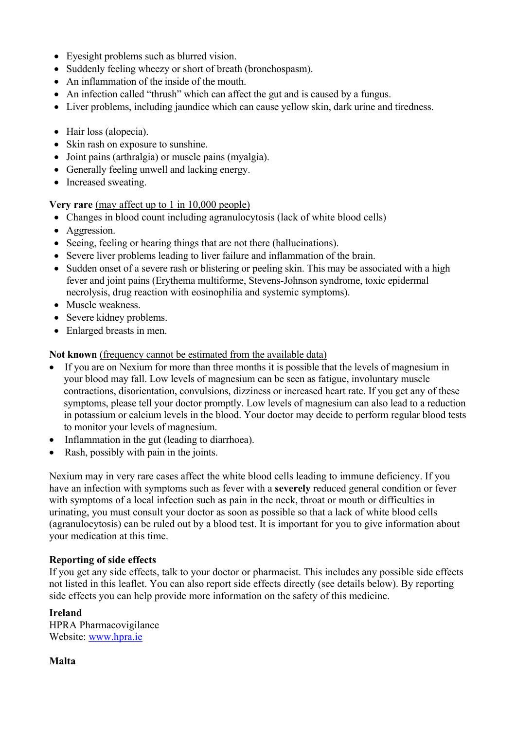- Eyesight problems such as blurred vision.
- Suddenly feeling wheezy or short of breath (bronchospasm).
- An inflammation of the inside of the mouth.
- An infection called "thrush" which can affect the gut and is caused by a fungus.
- Liver problems, including jaundice which can cause yellow skin, dark urine and tiredness.

- Hair loss (alopecia).
- Skin rash on exposure to sunshine.
- Joint pains (arthralgia) or muscle pains (myalgia).
- Generally feeling unwell and lacking energy.
- Increased sweating.

**Very rare** (may affect up to 1 in 10,000 people)

- Changes in blood count including agranulocytosis (lack of white blood cells)
- Aggression.
- Seeing, feeling or hearing things that are not there (hallucinations).
- Severe liver problems leading to liver failure and inflammation of the brain.
- Sudden onset of a severe rash or blistering or peeling skin. This may be associated with a high fever and joint pains (Erythema multiforme, Stevens-Johnson syndrome, toxic epidermal necrolysis, drug reaction with eosinophilia and systemic symptoms).
- Muscle weakness.
- Severe kidney problems.
- Enlarged breasts in men.

**Not known** (frequency cannot be estimated from the available data)

- If you are on Nexium for more than three months it is possible that the levels of magnesium in your blood may fall. Low levels of magnesium can be seen as fatigue, involuntary muscle contractions, disorientation, convulsions, dizziness or increased heart rate. If you get any of these symptoms, please tell your doctor promptly. Low levels of magnesium can also lead to a reduction in potassium or calcium levels in the blood. Your doctor may decide to perform regular blood tests to monitor your levels of magnesium.
- Inflammation in the gut (leading to diarrhoea).
- Rash, possibly with pain in the joints.

Nexium may in very rare cases affect the white blood cells leading to immune deficiency. If you have an infection with symptoms such as fever with a **severely** reduced general condition or fever with symptoms of a local infection such as pain in the neck, throat or mouth or difficulties in urinating, you must consult your doctor as soon as possible so that a lack of white blood cells (agranulocytosis) can be ruled out by a blood test. It is important for you to give information about your medication at this time.

**Reporting of side effects**

If you get any side effects, talk to your doctor or pharmacist. This includes any possible side effects not listed in this leaflet. You can also report side effects directly (see details below). By reporting side effects you can help provide more information on the safety of this medicine.

**Ireland**

HPRA Pharmacovigilance
Website: www.hpra.ie

**Malta**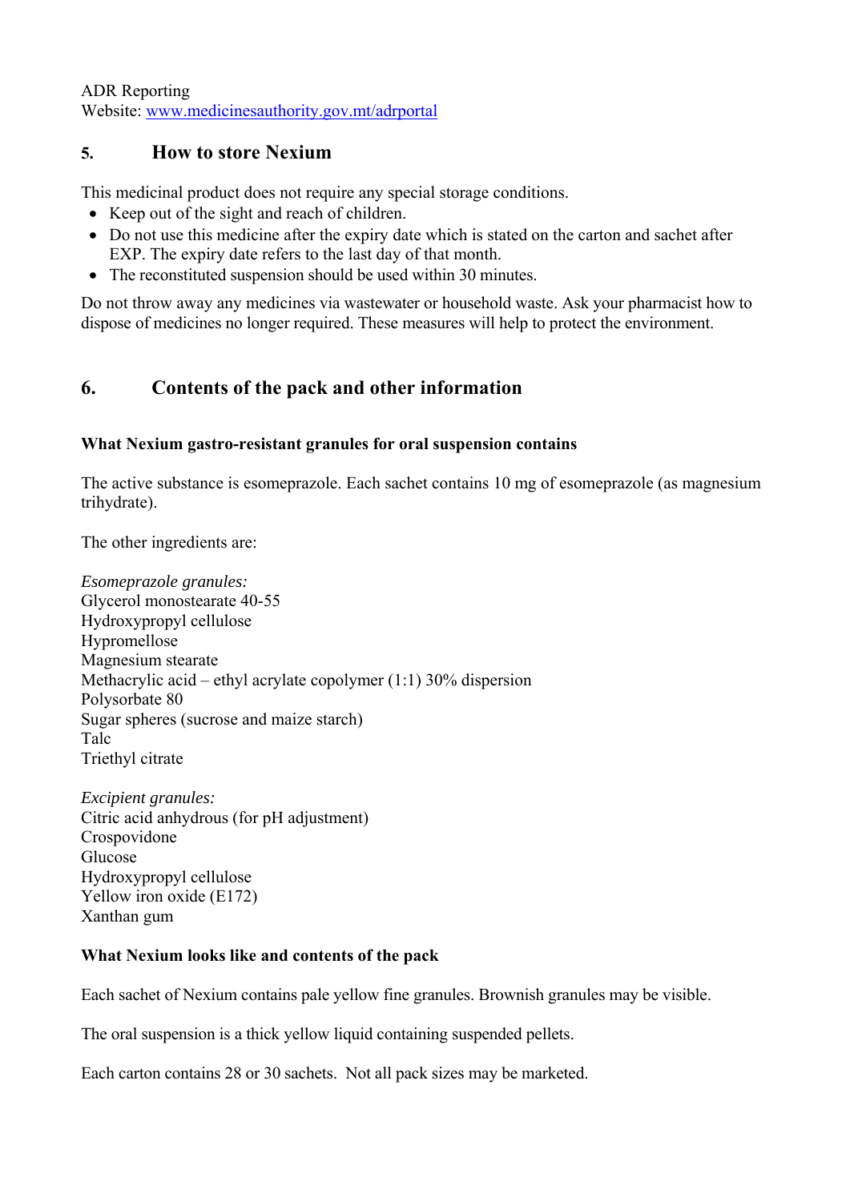ADR Reporting
Website: www.medicinesauthority.gov.mt/adrportal

## 5. How to store Nexium

This medicinal product does not require any special storage conditions.

- Keep out of the sight and reach of children.
- Do not use this medicine after the expiry date which is stated on the carton and sachet after EXP. The expiry date refers to the last day of that month.
- The reconstituted suspension should be used within 30 minutes.

Do not throw away any medicines via wastewater or household waste. Ask your pharmacist how to dispose of medicines no longer required. These measures will help to protect the environment.

## 6. Contents of the pack and other information

**What Nexium gastro-resistant granules for oral suspension contains**

The active substance is esomeprazole. Each sachet contains 10 mg of esomeprazole (as magnesium trihydrate).

The other ingredients are:

*Esomeprazole granules:*
Glycerol monostearate 40-55
Hydroxypropyl cellulose
Hypromellose
Magnesium stearate
Methacrylic acid – ethyl acrylate copolymer (1:1) 30% dispersion
Polysorbate 80
Sugar spheres (sucrose and maize starch)
Talc
Triethyl citrate

*Excipient granules:*
Citric acid anhydrous (for pH adjustment)
Crospovidone
Glucose
Hydroxypropyl cellulose
Yellow iron oxide (E172)
Xanthan gum

**What Nexium looks like and contents of the pack**

Each sachet of Nexium contains pale yellow fine granules. Brownish granules may be visible.

The oral suspension is a thick yellow liquid containing suspended pellets.

Each carton contains 28 or 30 sachets. Not all pack sizes may be marketed.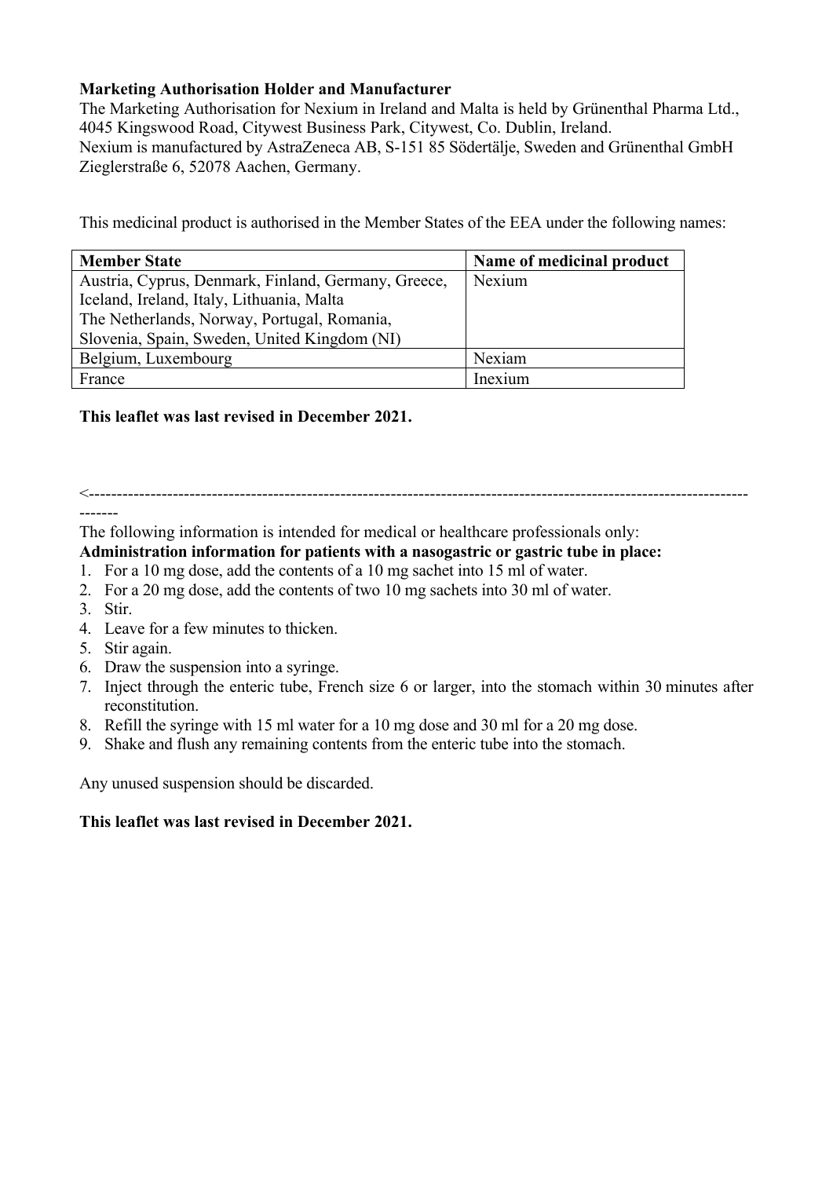**Marketing Authorisation Holder and Manufacturer**
The Marketing Authorisation for Nexium in Ireland and Malta is held by Grünenthal Pharma Ltd., 4045 Kingswood Road, Citywest Business Park, Citywest, Co. Dublin, Ireland.
Nexium is manufactured by AstraZeneca AB, S-151 85 Södertälje, Sweden and Grünenthal GmbH Zieglerstraße 6, 52078 Aachen, Germany.

This medicinal product is authorised in the Member States of the EEA under the following names:

| Member State | Name of medicinal product |
|---|---|
| Austria, Cyprus, Denmark, Finland, Germany, Greece, Iceland, Ireland, Italy, Lithuania, Malta The Netherlands, Norway, Portugal, Romania, Slovenia, Spain, Sweden, United Kingdom (NI) | Nexium |
| Belgium, Luxembourg | Nexiam |
| France | Inexium |

**This leaflet was last revised in December 2021.**

<------------------------------------------------------------------------------------------------------------------------
-------

The following information is intended for medical or healthcare professionals only:

**Administration information for patients with a nasogastric or gastric tube in place:**

1. For a 10 mg dose, add the contents of a 10 mg sachet into 15 ml of water.
2. For a 20 mg dose, add the contents of two 10 mg sachets into 30 ml of water.
3. Stir.
4. Leave for a few minutes to thicken.
5. Stir again.
6. Draw the suspension into a syringe.
7. Inject through the enteric tube, French size 6 or larger, into the stomach within 30 minutes after reconstitution.
8. Refill the syringe with 15 ml water for a 10 mg dose and 30 ml for a 20 mg dose.
9. Shake and flush any remaining contents from the enteric tube into the stomach.

Any unused suspension should be discarded.

**This leaflet was last revised in December 2021.**